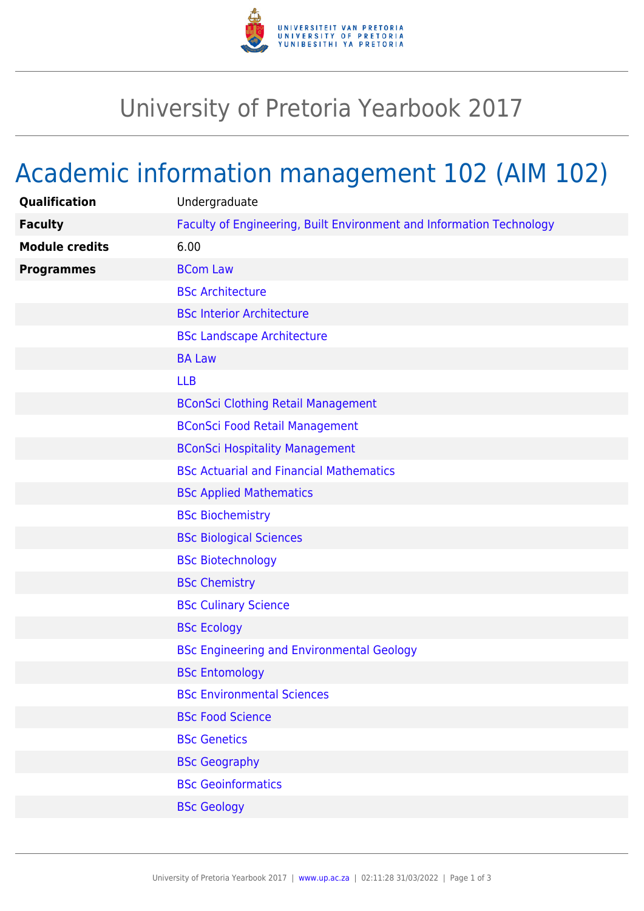# University of Pretoria Yearbook 2017

## Academic information management 102 (AIM 102)

| | |
|---|---|
| **Qualification** | Undergraduate |
| **Faculty** | Faculty of Engineering, Built Environment and Information Technology |
| **Module credits** | 6.00 |
| **Programmes** | BCom Law |
| | BSc Architecture |
| | BSc Interior Architecture |
| | BSc Landscape Architecture |
| | BA Law |
| | LLB |
| | BConSci Clothing Retail Management |
| | BConSci Food Retail Management |
| | BConSci Hospitality Management |
| | BSc Actuarial and Financial Mathematics |
| | BSc Applied Mathematics |
| | BSc Biochemistry |
| | BSc Biological Sciences |
| | BSc Biotechnology |
| | BSc Chemistry |
| | BSc Culinary Science |
| | BSc Ecology |
| | BSc Engineering and Environmental Geology |
| | BSc Entomology |
| | BSc Environmental Sciences |
| | BSc Food Science |
| | BSc Genetics |
| | BSc Geography |
| | BSc Geoinformatics |
| | BSc Geology |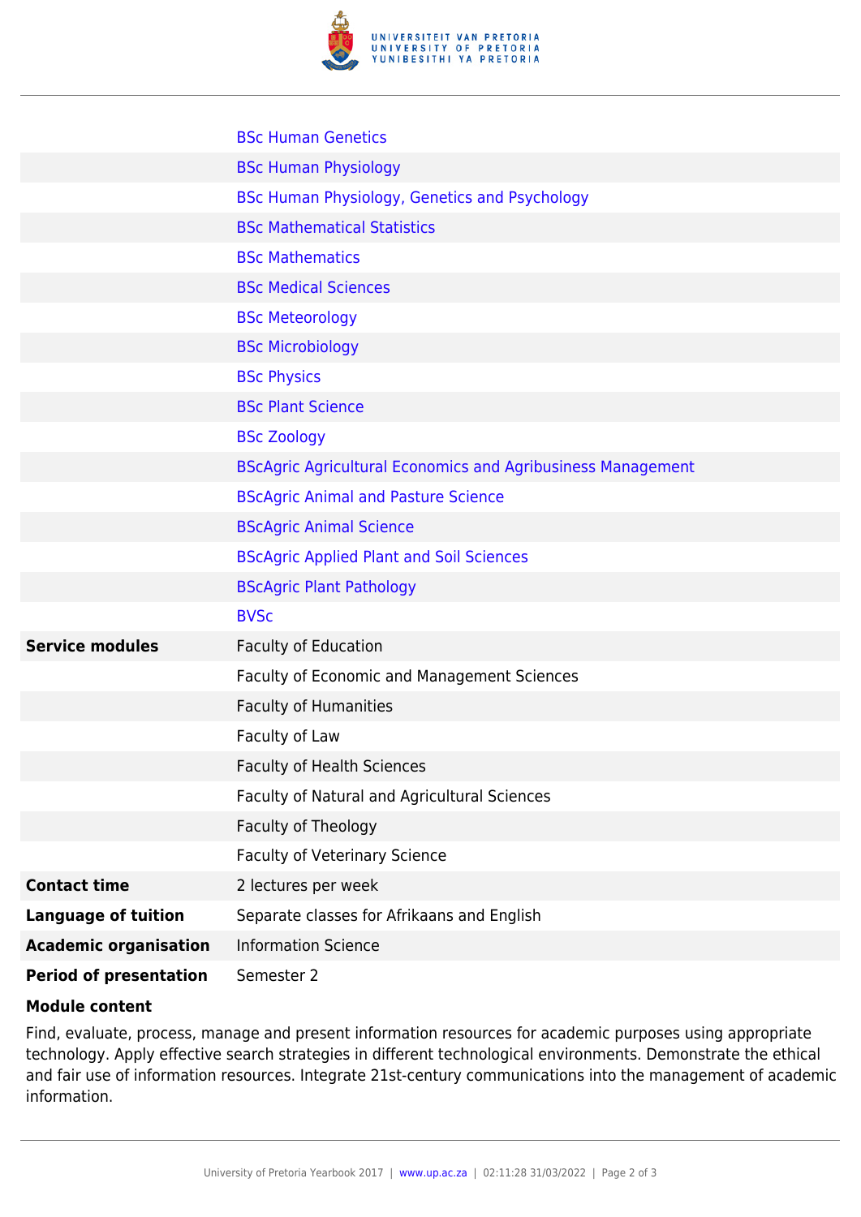| | |
|---|---|
| | BSc Human Genetics |
| | BSc Human Physiology |
| | BSc Human Physiology, Genetics and Psychology |
| | BSc Mathematical Statistics |
| | BSc Mathematics |
| | BSc Medical Sciences |
| | BSc Meteorology |
| | BSc Microbiology |
| | BSc Physics |
| | BSc Plant Science |
| | BSc Zoology |
| | BScAgric Agricultural Economics and Agribusiness Management |
| | BScAgric Animal and Pasture Science |
| | BScAgric Animal Science |
| | BScAgric Applied Plant and Soil Sciences |
| | BScAgric Plant Pathology |
| | BVSc |
| **Service modules** | Faculty of Education |
| | Faculty of Economic and Management Sciences |
| | Faculty of Humanities |
| | Faculty of Law |
| | Faculty of Health Sciences |
| | Faculty of Natural and Agricultural Sciences |
| | Faculty of Theology |
| | Faculty of Veterinary Science |
| **Contact time** | 2 lectures per week |
| **Language of tuition** | Separate classes for Afrikaans and English |
| **Academic organisation** | Information Science |
| **Period of presentation** | Semester 2 |

**Module content**

Find, evaluate, process, manage and present information resources for academic purposes using appropriate technology. Apply effective search strategies in different technological environments. Demonstrate the ethical and fair use of information resources. Integrate 21st-century communications into the management of academic information.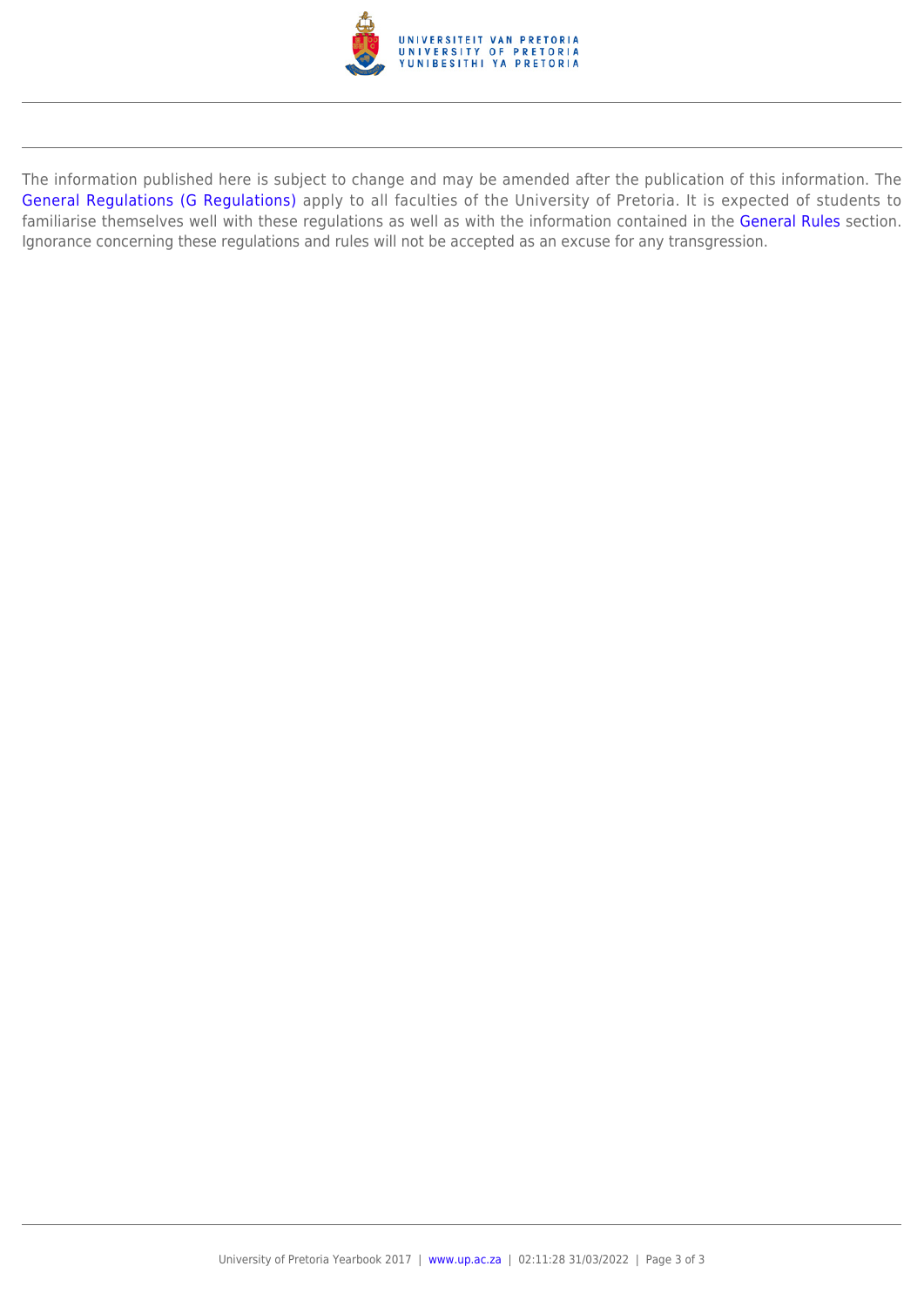The information published here is subject to change and may be amended after the publication of this information. The General Regulations (G Regulations) apply to all faculties of the University of Pretoria. It is expected of students to familiarise themselves well with these regulations as well as with the information contained in the General Rules section. Ignorance concerning these regulations and rules will not be accepted as an excuse for any transgression.